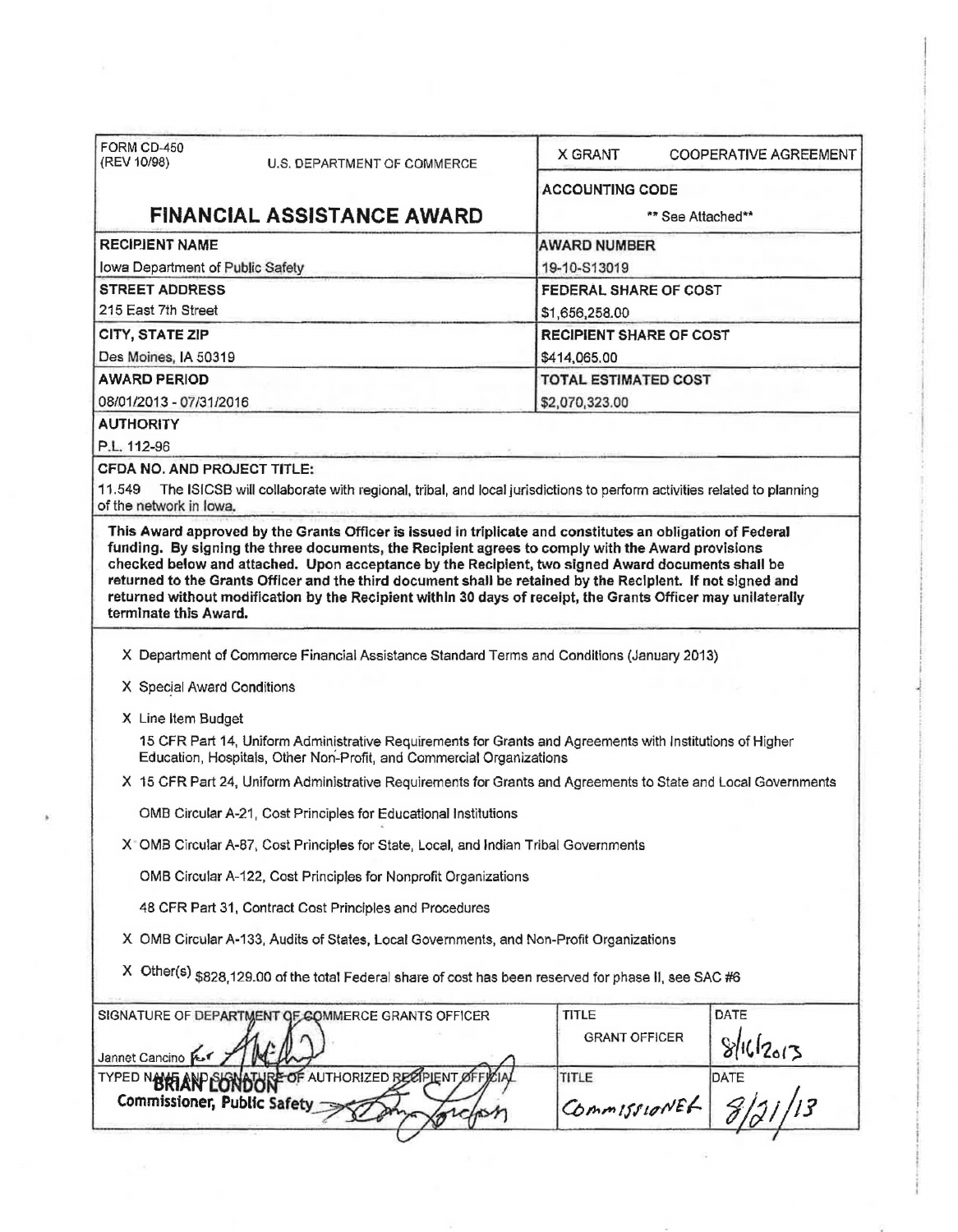| FORM CD-450 (REV 10/98) U.S. DEPARTMENT OF COMMERCE | X GRANT COOPERATIVE AGREEMENT |
|---|---|
| **FINANCIAL ASSISTANCE AWARD** | **ACCOUNTING CODE** ** See Attached** |
| **RECIPIENT NAME** Iowa Department of Public Safety | **AWARD NUMBER** 19-10-S13019 |
| **STREET ADDRESS** 215 East 7th Street | **FEDERAL SHARE OF COST** $1,656,258.00 |
| **CITY, STATE ZIP** Des Moines, IA 50319 | **RECIPIENT SHARE OF COST** $414,065.00 |
| **AWARD PERIOD** 08/01/2013 - 07/31/2016 | **TOTAL ESTIMATED COST** $2,070,323.00 |

**AUTHORITY**

P.L. 112-96

**CFDA NO. AND PROJECT TITLE:**

11.549 The ISICSB will collaborate with regional, tribal, and local jurisdictions to perform activities related to planning of the network in Iowa.

**This Award approved by the Grants Officer is issued in triplicate and constitutes an obligation of Federal funding. By signing the three documents, the Recipient agrees to comply with the Award provisions checked below and attached. Upon acceptance by the Recipient, two signed Award documents shall be returned to the Grants Officer and the third document shall be retained by the Recipient. If not signed and returned without modification by the Recipient within 30 days of receipt, the Grants Officer may unilaterally terminate this Award.**

X Department of Commerce Financial Assistance Standard Terms and Conditions (January 2013)

X Special Award Conditions

X Line Item Budget

15 CFR Part 14, Uniform Administrative Requirements for Grants and Agreements with Institutions of Higher Education, Hospitals, Other Non-Profit, and Commercial Organizations

X 15 CFR Part 24, Uniform Administrative Requirements for Grants and Agreements to State and Local Governments

OMB Circular A-21, Cost Principles for Educational Institutions

X OMB Circular A-87, Cost Principles for State, Local, and Indian Tribal Governments

OMB Circular A-122, Cost Principles for Nonprofit Organizations

48 CFR Part 31, Contract Cost Principles and Procedures

X OMB Circular A-133, Audits of States, Local Governments, and Non-Profit Organizations

X Other(s) $828,129.00 of the total Federal share of cost has been reserved for phase II, see SAC #6

| SIGNATURE OF DEPARTMENT OF COMMERCE GRANTS OFFICER | TITLE | DATE |
|---|---|---|
| Jannet Cancino for | GRANT OFFICER | 8/16/2013 |
| TYPED NAME AND SIGNATURE OF AUTHORIZED RECIPIENT OFFICIAL **BRIAN LONDON** **Commissioner, Public Safety** | TITLE Commissioner | DATE 8/21/13 |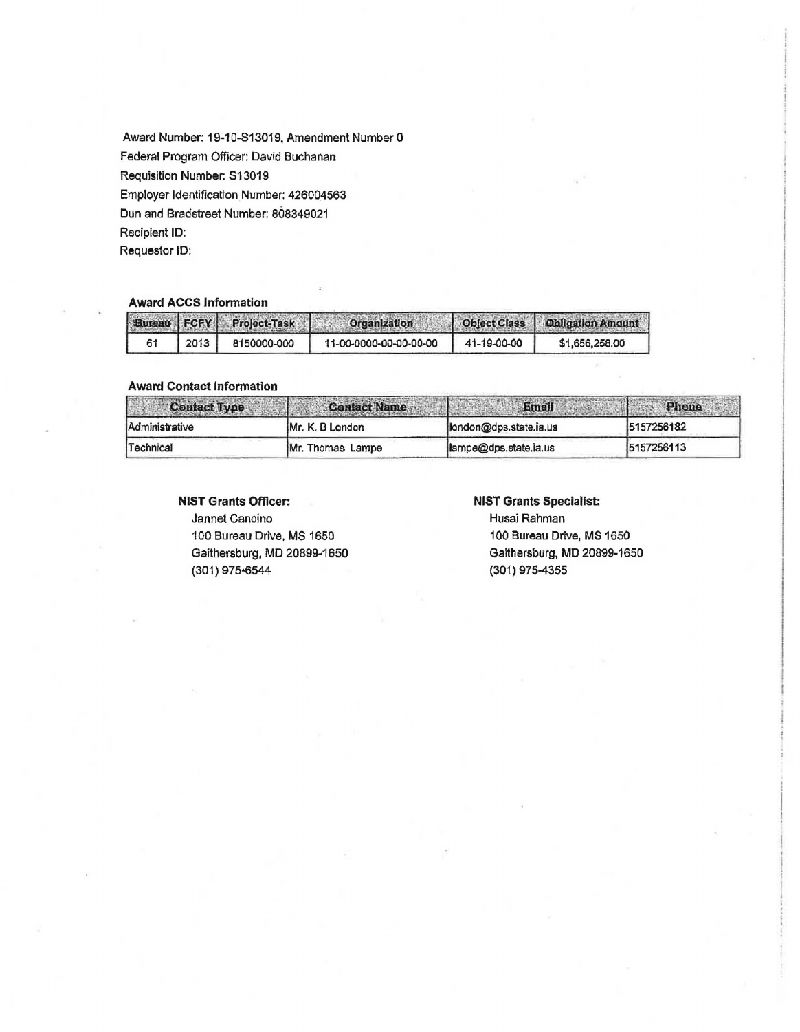Award Number: 19-10-S13019, Amendment Number 0
Federal Program Officer: David Buchanan
Requisition Number: S13019
Employer Identification Number: 426004563
Dun and Bradstreet Number: 808349021
Recipient ID:
Requestor ID:

**Award ACCS Information**

| Bureau | FCFY | Project-Task | Organization | Object Class | Obligation Amount |
|---|---|---|---|---|---|
| 61 | 2013 | 8150000-000 | 11-00-0000-00-00-00-00 | 41-19-00-00 | $1,656,258.00 |

**Award Contact Information**

| Contact Type | Contact Name | Email | Phone |
|---|---|---|---|
| Administrative | Mr. K. B London | london@dps.state.ia.us | 5157256182 |
| Technical | Mr. Thomas Lampe | lampe@dps.state.ia.us | 5157256113 |

**NIST Grants Officer:**
Jannet Cancino
100 Bureau Drive, MS 1650
Gaithersburg, MD 20899-1650
(301) 975-6544

**NIST Grants Specialist:**
Husai Rahman
100 Bureau Drive, MS 1650
Gaithersburg, MD 20899-1650
(301) 975-4355